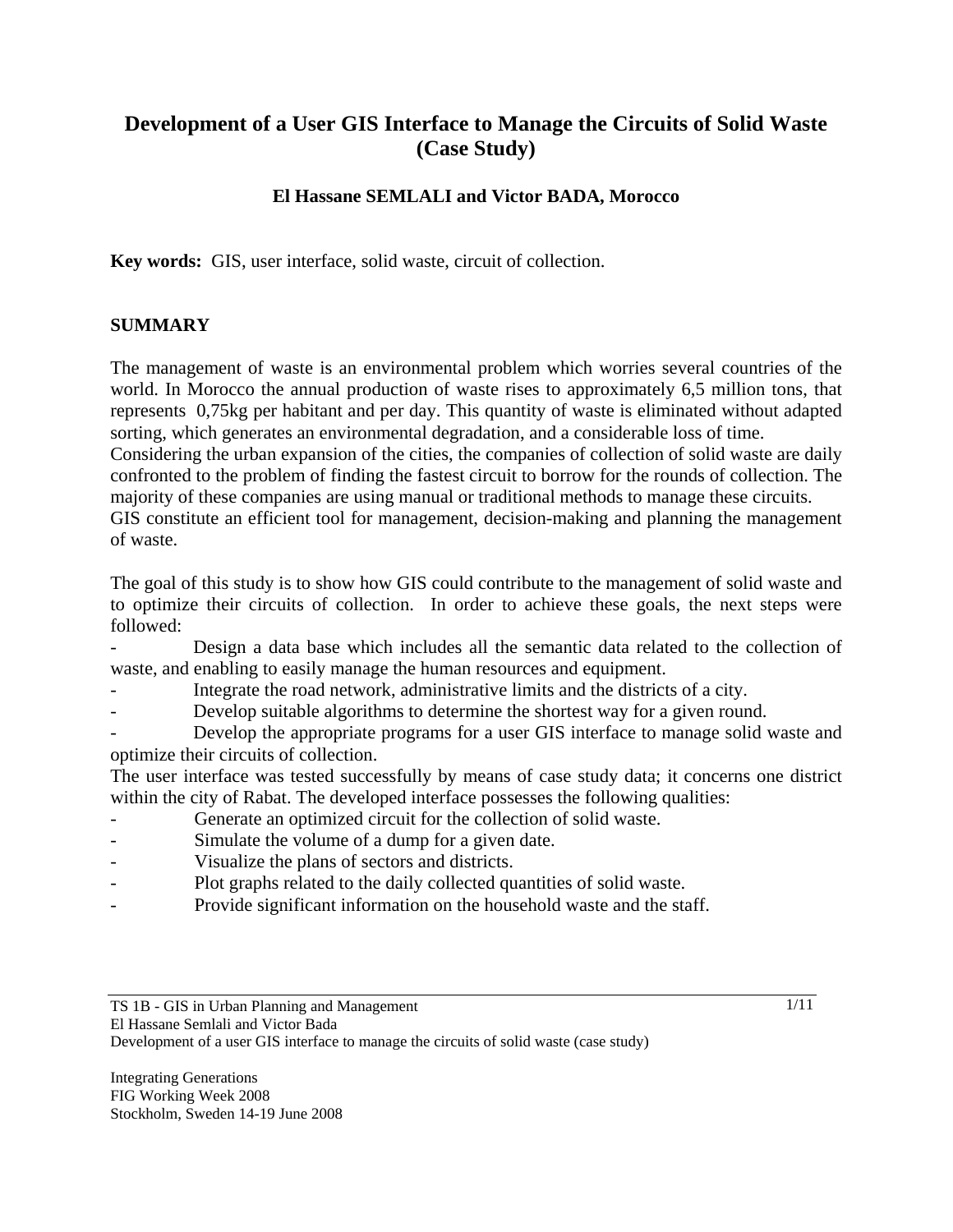# Development of a User GIS Interface to Manage the Circuits of Solid Waste (Case Study)

**El Hassane SEMLALI and Victor BADA, Morocco**

**Key words:** GIS, user interface, solid waste, circuit of collection.

## SUMMARY

The management of waste is an environmental problem which worries several countries of the world. In Morocco the annual production of waste rises to approximately 6,5 million tons, that represents 0,75kg per habitant and per day. This quantity of waste is eliminated without adapted sorting, which generates an environmental degradation, and a considerable loss of time.
Considering the urban expansion of the cities, the companies of collection of solid waste are daily confronted to the problem of finding the fastest circuit to borrow for the rounds of collection. The majority of these companies are using manual or traditional methods to manage these circuits.
GIS constitute an efficient tool for management, decision-making and planning the management of waste.

The goal of this study is to show how GIS could contribute to the management of solid waste and to optimize their circuits of collection. In order to achieve these goals, the next steps were followed:

- Design a data base which includes all the semantic data related to the collection of waste, and enabling to easily manage the human resources and equipment.
- Integrate the road network, administrative limits and the districts of a city.
- Develop suitable algorithms to determine the shortest way for a given round.
- Develop the appropriate programs for a user GIS interface to manage solid waste and optimize their circuits of collection.

The user interface was tested successfully by means of case study data; it concerns one district within the city of Rabat. The developed interface possesses the following qualities:

- Generate an optimized circuit for the collection of solid waste.
- Simulate the volume of a dump for a given date.
- Visualize the plans of sectors and districts.
- Plot graphs related to the daily collected quantities of solid waste.
- Provide significant information on the household waste and the staff.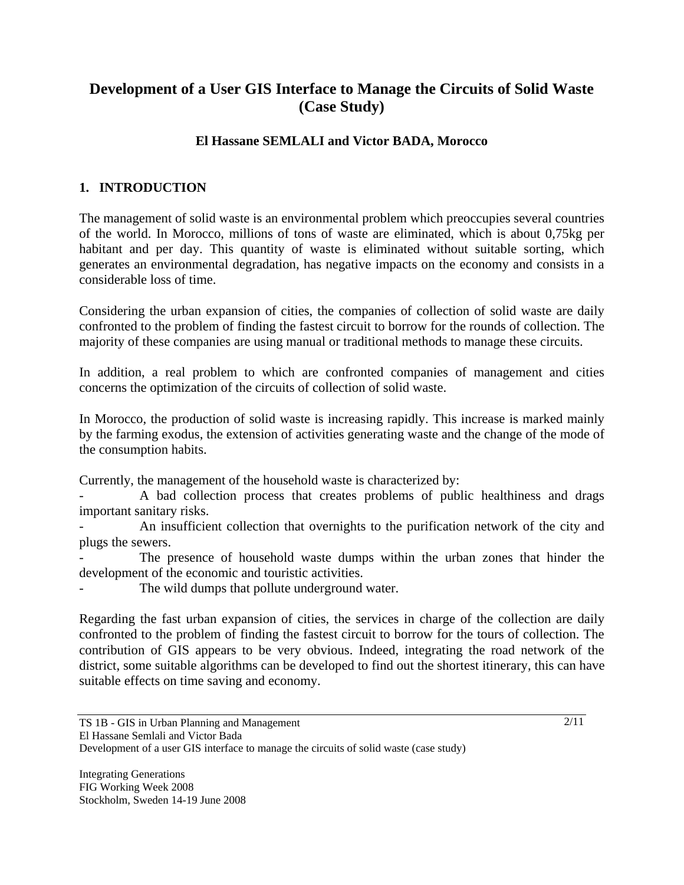# Development of a User GIS Interface to Manage the Circuits of Solid Waste (Case Study)

**El Hassane SEMLALI and Victor BADA, Morocco**

## 1. INTRODUCTION

The management of solid waste is an environmental problem which preoccupies several countries of the world. In Morocco, millions of tons of waste are eliminated, which is about 0,75kg per habitant and per day. This quantity of waste is eliminated without suitable sorting, which generates an environmental degradation, has negative impacts on the economy and consists in a considerable loss of time.

Considering the urban expansion of cities, the companies of collection of solid waste are daily confronted to the problem of finding the fastest circuit to borrow for the rounds of collection. The majority of these companies are using manual or traditional methods to manage these circuits.

In addition, a real problem to which are confronted companies of management and cities concerns the optimization of the circuits of collection of solid waste.

In Morocco, the production of solid waste is increasing rapidly. This increase is marked mainly by the farming exodus, the extension of activities generating waste and the change of the mode of the consumption habits.

Currently, the management of the household waste is characterized by:

- A bad collection process that creates problems of public healthiness and drags important sanitary risks.
- An insufficient collection that overnights to the purification network of the city and plugs the sewers.
- The presence of household waste dumps within the urban zones that hinder the development of the economic and touristic activities.
- The wild dumps that pollute underground water.

Regarding the fast urban expansion of cities, the services in charge of the collection are daily confronted to the problem of finding the fastest circuit to borrow for the tours of collection. The contribution of GIS appears to be very obvious. Indeed, integrating the road network of the district, some suitable algorithms can be developed to find out the shortest itinerary, this can have suitable effects on time saving and economy.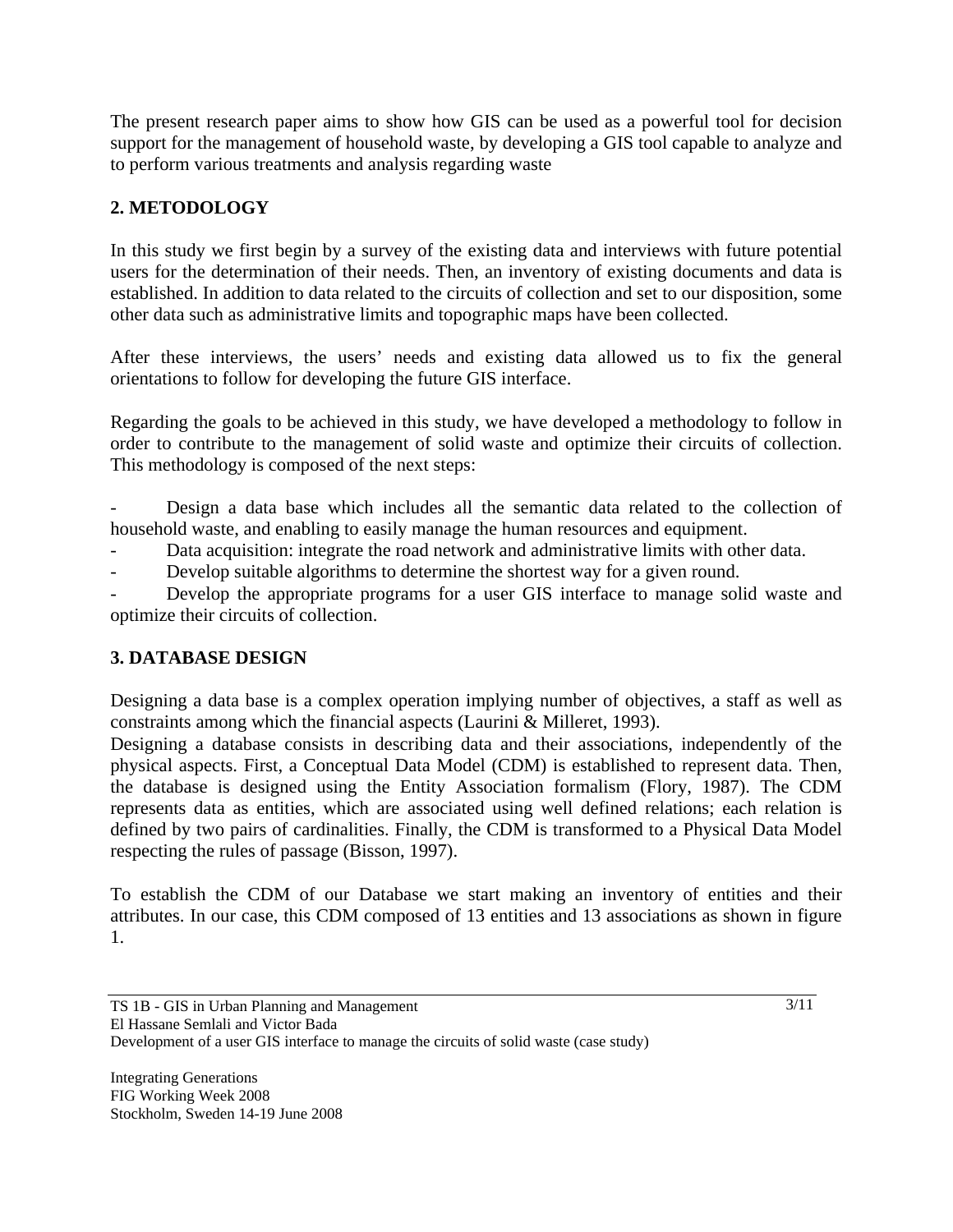The present research paper aims to show how GIS can be used as a powerful tool for decision support for the management of household waste, by developing a GIS tool capable to analyze and to perform various treatments and analysis regarding waste

## 2. METODOLOGY

In this study we first begin by a survey of the existing data and interviews with future potential users for the determination of their needs. Then, an inventory of existing documents and data is established. In addition to data related to the circuits of collection and set to our disposition, some other data such as administrative limits and topographic maps have been collected.

After these interviews, the users' needs and existing data allowed us to fix the general orientations to follow for developing the future GIS interface.

Regarding the goals to be achieved in this study, we have developed a methodology to follow in order to contribute to the management of solid waste and optimize their circuits of collection. This methodology is composed of the next steps:

- Design a data base which includes all the semantic data related to the collection of household waste, and enabling to easily manage the human resources and equipment.
- Data acquisition: integrate the road network and administrative limits with other data.
- Develop suitable algorithms to determine the shortest way for a given round.
- Develop the appropriate programs for a user GIS interface to manage solid waste and optimize their circuits of collection.

## 3. DATABASE DESIGN

Designing a data base is a complex operation implying number of objectives, a staff as well as constraints among which the financial aspects (Laurini & Milleret, 1993).

Designing a database consists in describing data and their associations, independently of the physical aspects. First, a Conceptual Data Model (CDM) is established to represent data. Then, the database is designed using the Entity Association formalism (Flory, 1987). The CDM represents data as entities, which are associated using well defined relations; each relation is defined by two pairs of cardinalities. Finally, the CDM is transformed to a Physical Data Model respecting the rules of passage (Bisson, 1997).

To establish the CDM of our Database we start making an inventory of entities and their attributes. In our case, this CDM composed of 13 entities and 13 associations as shown in figure 1.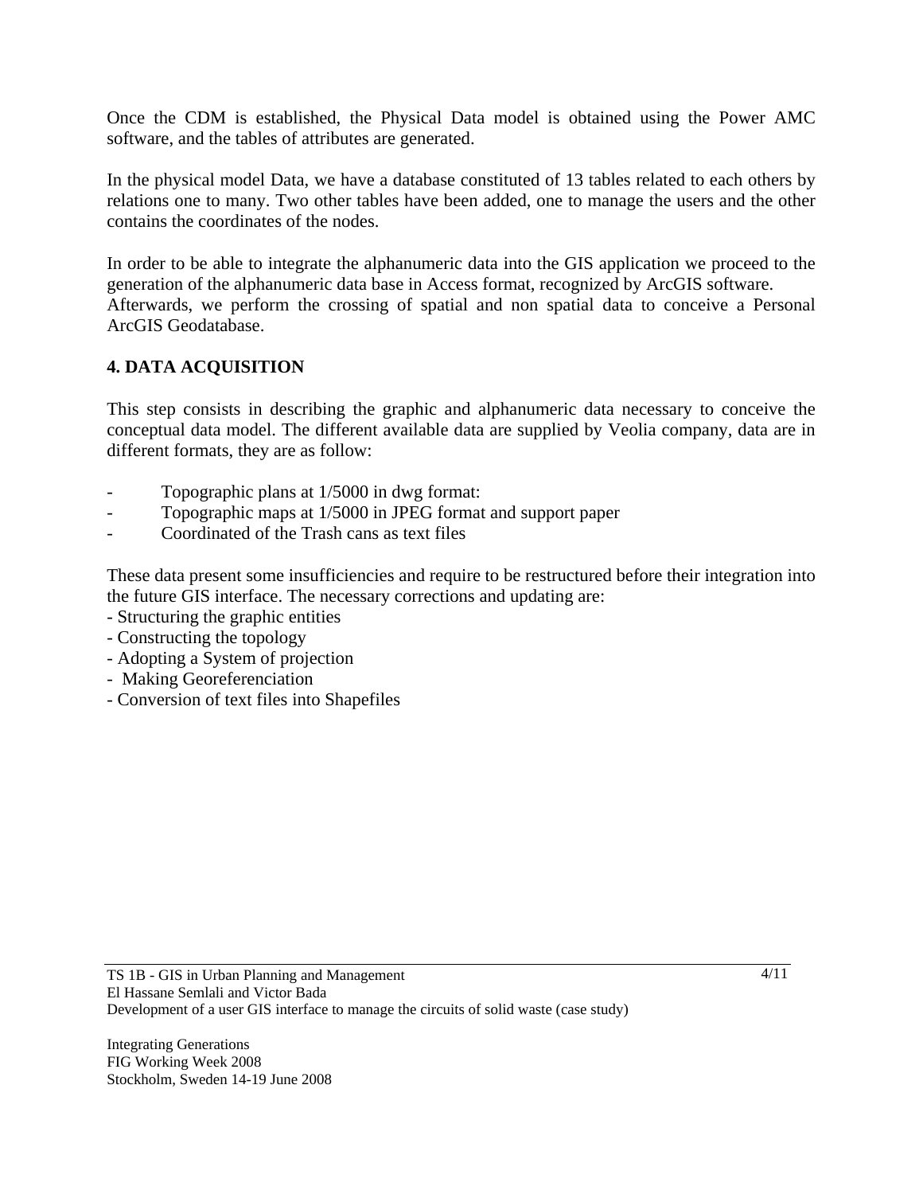Once the CDM is established, the Physical Data model is obtained using the Power AMC software, and the tables of attributes are generated.

In the physical model Data, we have a database constituted of 13 tables related to each others by relations one to many. Two other tables have been added, one to manage the users and the other contains the coordinates of the nodes.

In order to be able to integrate the alphanumeric data into the GIS application we proceed to the generation of the alphanumeric data base in Access format, recognized by ArcGIS software.
Afterwards, we perform the crossing of spatial and non spatial data to conceive a Personal ArcGIS Geodatabase.

## 4. DATA ACQUISITION

This step consists in describing the graphic and alphanumeric data necessary to conceive the conceptual data model. The different available data are supplied by Veolia company, data are in different formats, they are as follow:

- Topographic plans at 1/5000 in dwg format:
- Topographic maps at 1/5000 in JPEG format and support paper
- Coordinated of the Trash cans as text files

These data present some insufficiencies and require to be restructured before their integration into the future GIS interface. The necessary corrections and updating are:

- Structuring the graphic entities
- Constructing the topology
- Adopting a System of projection
- Making Georeferenciation
- Conversion of text files into Shapefiles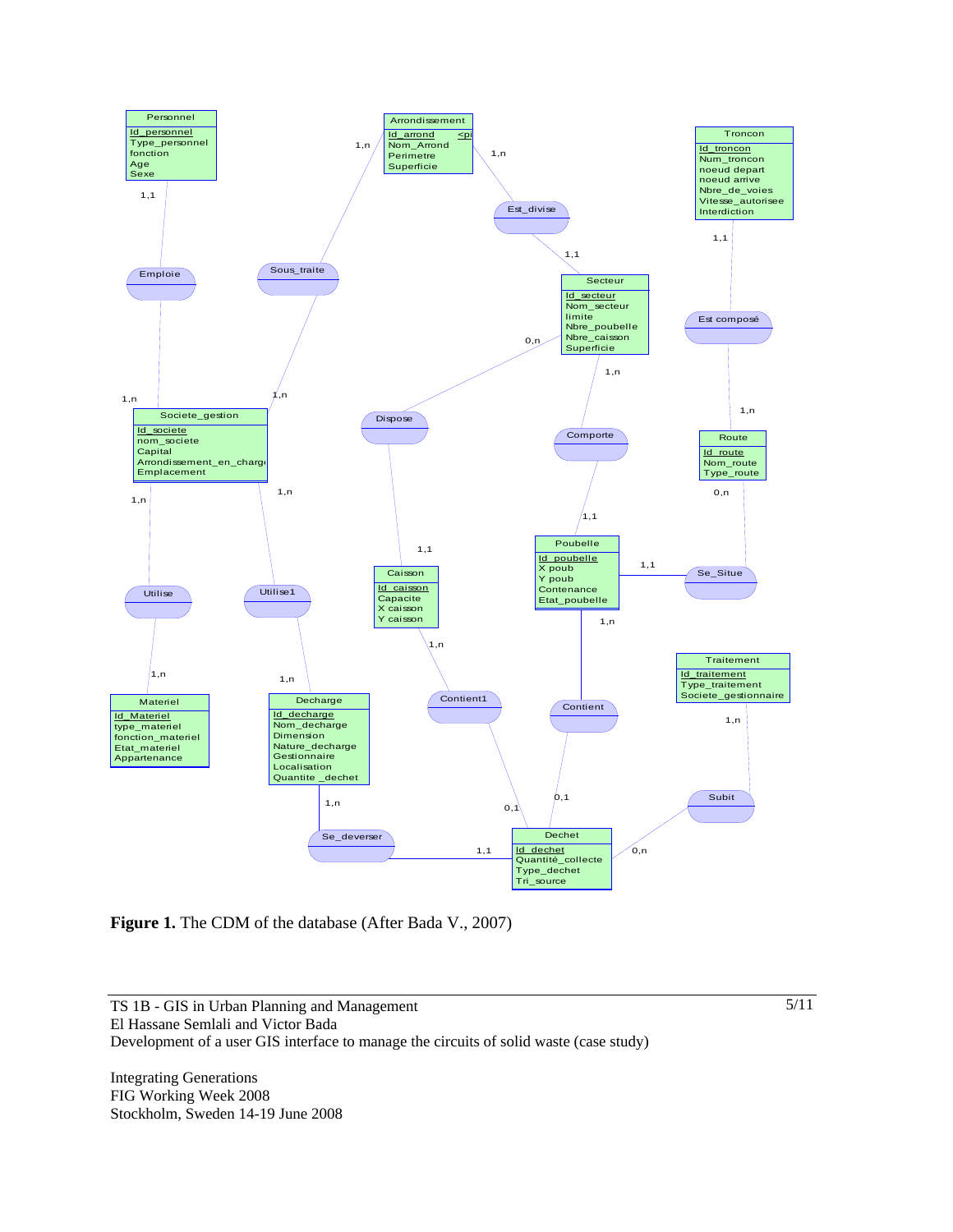**Figure 1.** The CDM of the database (After Bada V., 2007)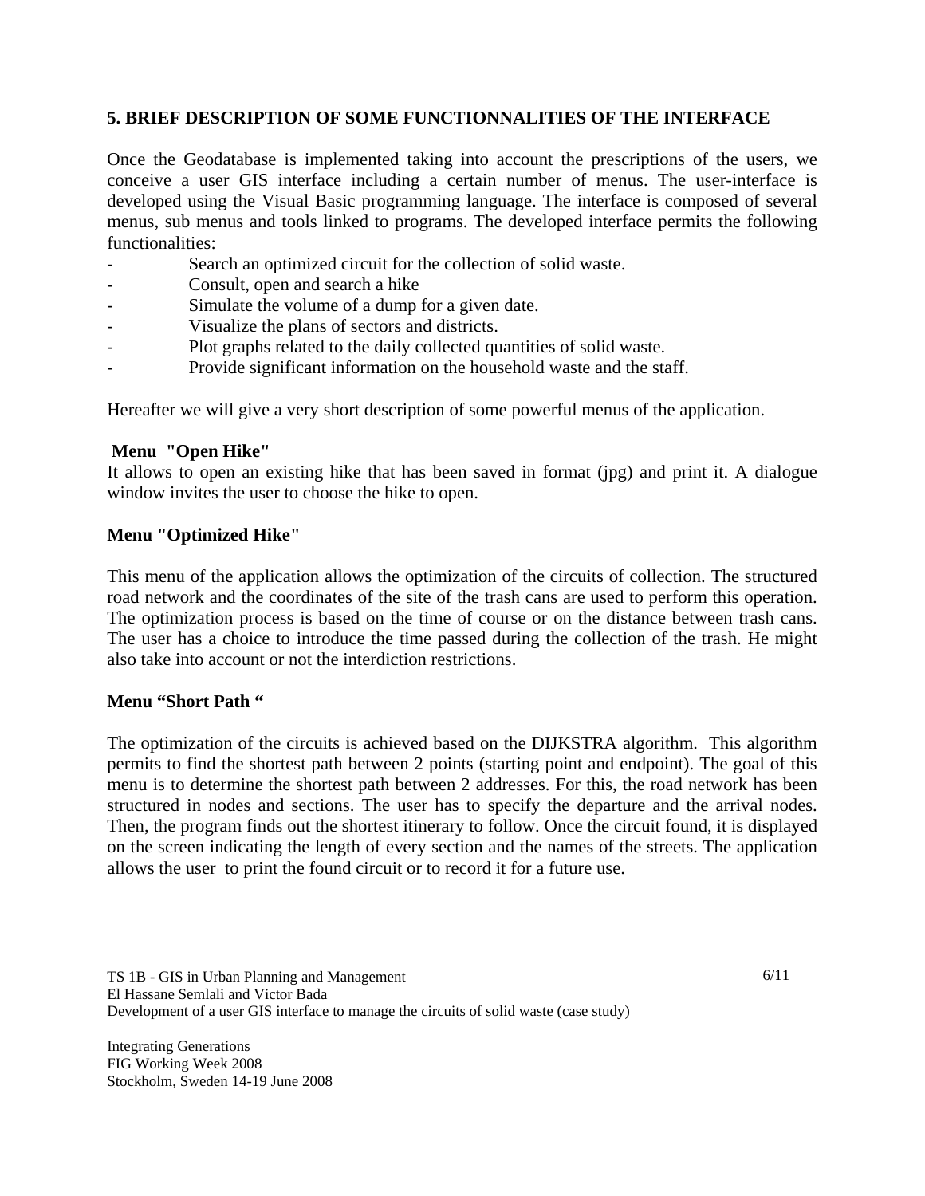## 5. BRIEF DESCRIPTION OF SOME FUNCTIONNALITIES OF THE INTERFACE

Once the Geodatabase is implemented taking into account the prescriptions of the users, we conceive a user GIS interface including a certain number of menus. The user-interface is developed using the Visual Basic programming language. The interface is composed of several menus, sub menus and tools linked to programs. The developed interface permits the following functionalities:

- Search an optimized circuit for the collection of solid waste.
- Consult, open and search a hike
- Simulate the volume of a dump for a given date.
- Visualize the plans of sectors and districts.
- Plot graphs related to the daily collected quantities of solid waste.
- Provide significant information on the household waste and the staff.

Hereafter we will give a very short description of some powerful menus of the application.

**Menu "Open Hike"**

It allows to open an existing hike that has been saved in format (jpg) and print it. A dialogue window invites the user to choose the hike to open.

**Menu "Optimized Hike"**

This menu of the application allows the optimization of the circuits of collection. The structured road network and the coordinates of the site of the trash cans are used to perform this operation. The optimization process is based on the time of course or on the distance between trash cans. The user has a choice to introduce the time passed during the collection of the trash. He might also take into account or not the interdiction restrictions.

**Menu "Short Path "**

The optimization of the circuits is achieved based on the DIJKSTRA algorithm. This algorithm permits to find the shortest path between 2 points (starting point and endpoint). The goal of this menu is to determine the shortest path between 2 addresses. For this, the road network has been structured in nodes and sections. The user has to specify the departure and the arrival nodes. Then, the program finds out the shortest itinerary to follow. Once the circuit found, it is displayed on the screen indicating the length of every section and the names of the streets. The application allows the user to print the found circuit or to record it for a future use.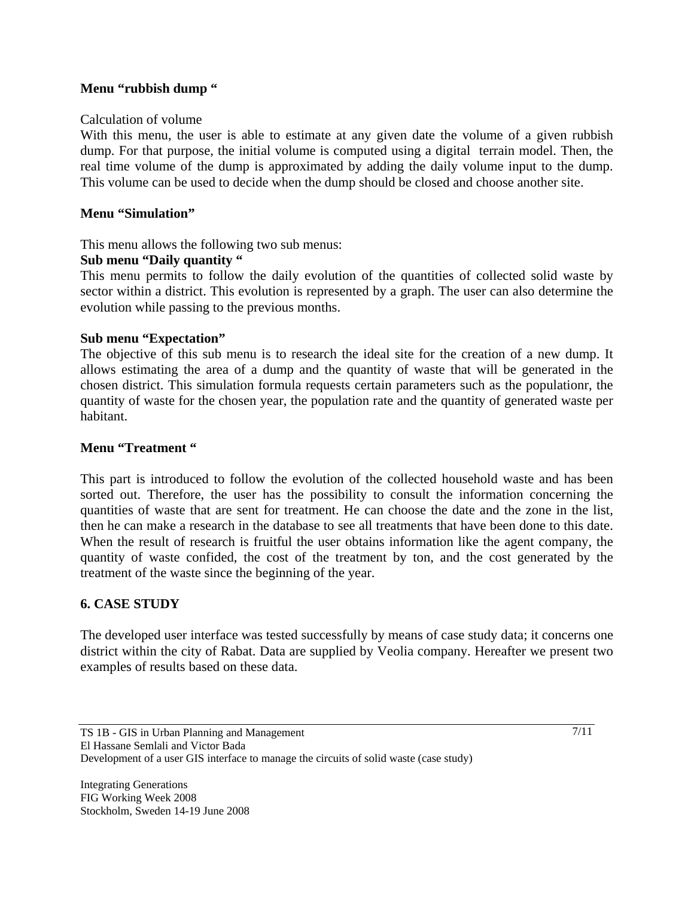**Menu "rubbish dump "**

Calculation of volume

With this menu, the user is able to estimate at any given date the volume of a given rubbish dump. For that purpose, the initial volume is computed using a digital terrain model. Then, the real time volume of the dump is approximated by adding the daily volume input to the dump. This volume can be used to decide when the dump should be closed and choose another site.

**Menu "Simulation"**

This menu allows the following two sub menus:

**Sub menu "Daily quantity "**

This menu permits to follow the daily evolution of the quantities of collected solid waste by sector within a district. This evolution is represented by a graph. The user can also determine the evolution while passing to the previous months.

**Sub menu "Expectation"**

The objective of this sub menu is to research the ideal site for the creation of a new dump. It allows estimating the area of a dump and the quantity of waste that will be generated in the chosen district. This simulation formula requests certain parameters such as the populationr, the quantity of waste for the chosen year, the population rate and the quantity of generated waste per habitant.

**Menu "Treatment "**

This part is introduced to follow the evolution of the collected household waste and has been sorted out. Therefore, the user has the possibility to consult the information concerning the quantities of waste that are sent for treatment. He can choose the date and the zone in the list, then he can make a research in the database to see all treatments that have been done to this date. When the result of research is fruitful the user obtains information like the agent company, the quantity of waste confided, the cost of the treatment by ton, and the cost generated by the treatment of the waste since the beginning of the year.

## 6. CASE STUDY

The developed user interface was tested successfully by means of case study data; it concerns one district within the city of Rabat. Data are supplied by Veolia company. Hereafter we present two examples of results based on these data.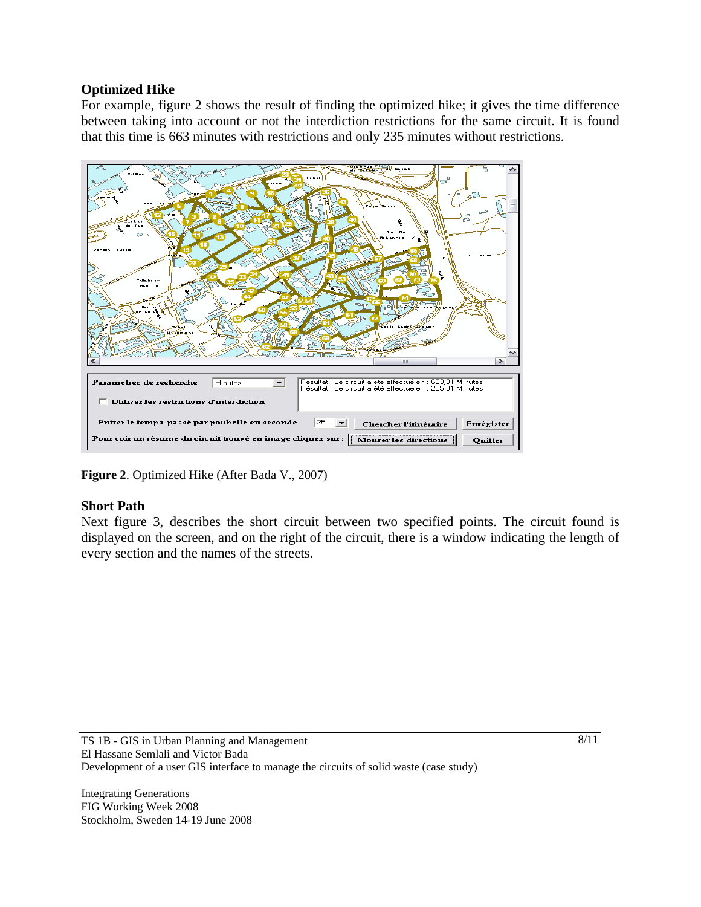### Optimized Hike

For example, figure 2 shows the result of finding the optimized hike; it gives the time difference between taking into account or not the interdiction restrictions for the same circuit. It is found that this time is 663 minutes with restrictions and only 235 minutes without restrictions.

**Figure 2**. Optimized Hike (After Bada V., 2007)

### Short Path

Next figure 3, describes the short circuit between two specified points. The circuit found is displayed on the screen, and on the right of the circuit, there is a window indicating the length of every section and the names of the streets.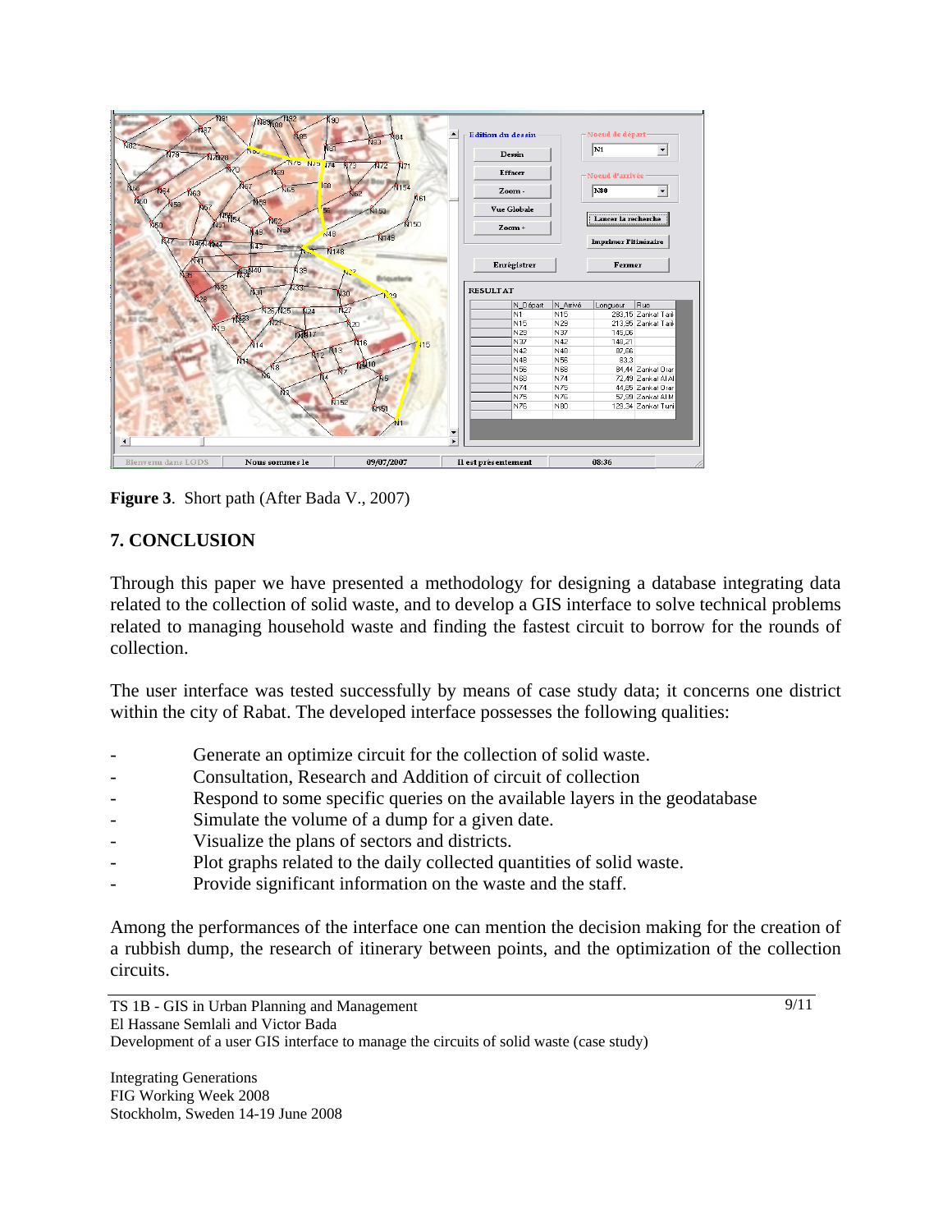**Figure 3**. Short path (After Bada V., 2007)

## 7. CONCLUSION

Through this paper we have presented a methodology for designing a database integrating data related to the collection of solid waste, and to develop a GIS interface to solve technical problems related to managing household waste and finding the fastest circuit to borrow for the rounds of collection.

The user interface was tested successfully by means of case study data; it concerns one district within the city of Rabat. The developed interface possesses the following qualities:

- Generate an optimize circuit for the collection of solid waste.
- Consultation, Research and Addition of circuit of collection
- Respond to some specific queries on the available layers in the geodatabase
- Simulate the volume of a dump for a given date.
- Visualize the plans of sectors and districts.
- Plot graphs related to the daily collected quantities of solid waste.
- Provide significant information on the waste and the staff.

Among the performances of the interface one can mention the decision making for the creation of a rubbish dump, the research of itinerary between points, and the optimization of the collection circuits.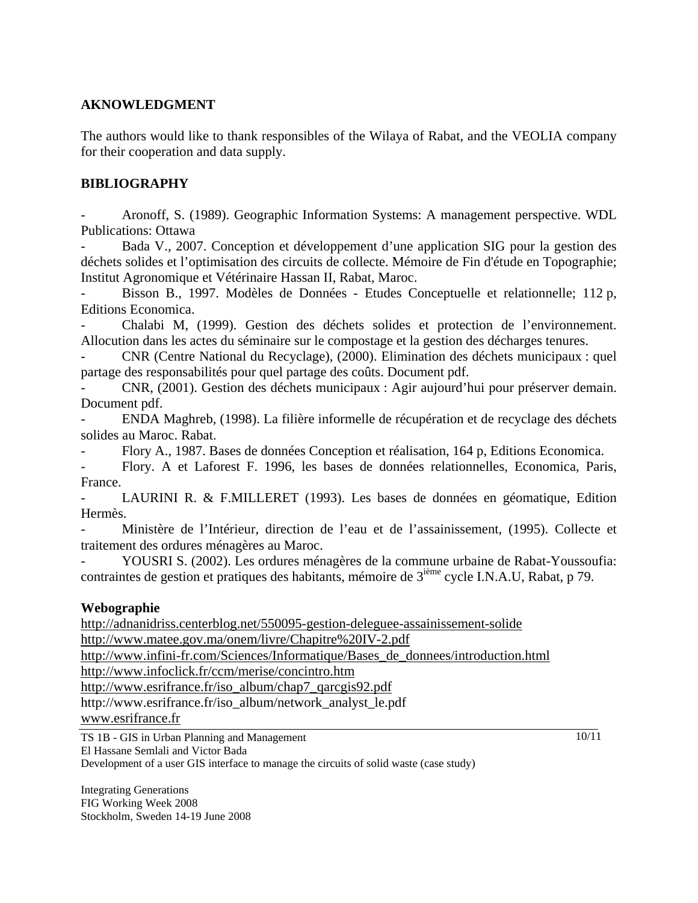## AKNOWLEDGMENT

The authors would like to thank responsibles of the Wilaya of Rabat, and the VEOLIA company for their cooperation and data supply.

## BIBLIOGRAPHY

- Aronoff, S. (1989). Geographic Information Systems: A management perspective. WDL Publications: Ottawa
- Bada V., 2007. Conception et développement d'une application SIG pour la gestion des déchets solides et l'optimisation des circuits de collecte. Mémoire de Fin d'étude en Topographie; Institut Agronomique et Vétérinaire Hassan II, Rabat, Maroc.
- Bisson B., 1997. Modèles de Données - Etudes Conceptuelle et relationnelle; 112 p, Editions Economica.
- Chalabi M, (1999). Gestion des déchets solides et protection de l'environnement. Allocution dans les actes du séminaire sur le compostage et la gestion des décharges tenures.
- CNR (Centre National du Recyclage), (2000). Elimination des déchets municipaux : quel partage des responsabilités pour quel partage des coûts. Document pdf.
- CNR, (2001). Gestion des déchets municipaux : Agir aujourd'hui pour préserver demain. Document pdf.
- ENDA Maghreb, (1998). La filière informelle de récupération et de recyclage des déchets solides au Maroc. Rabat.
- Flory A., 1987. Bases de données Conception et réalisation, 164 p, Editions Economica.
- Flory. A et Laforest F. 1996, les bases de données relationnelles, Economica, Paris, France.
- LAURINI R. & F.MILLERET (1993). Les bases de données en géomatique, Edition Hermès.
- Ministère de l'Intérieur, direction de l'eau et de l'assainissement, (1995). Collecte et traitement des ordures ménagères au Maroc.
- YOUSRI S. (2002). Les ordures ménagères de la commune urbaine de Rabat-Youssoufia: contraintes de gestion et pratiques des habitants, mémoire de 3ième cycle I.N.A.U, Rabat, p 79.

### Webographie

http://adnanidriss.centerblog.net/550095-gestion-deleguee-assainissement-solide
http://www.matee.gov.ma/onem/livre/Chapitre%20IV-2.pdf
http://www.infini-fr.com/Sciences/Informatique/Bases_de_donnees/introduction.html
http://www.infoclick.fr/ccm/merise/concintro.htm
http://www.esrifrance.fr/iso_album/chap7_qarcgis92.pdf
http://www.esrifrance.fr/iso_album/network_analyst_le.pdf
www.esrifrance.fr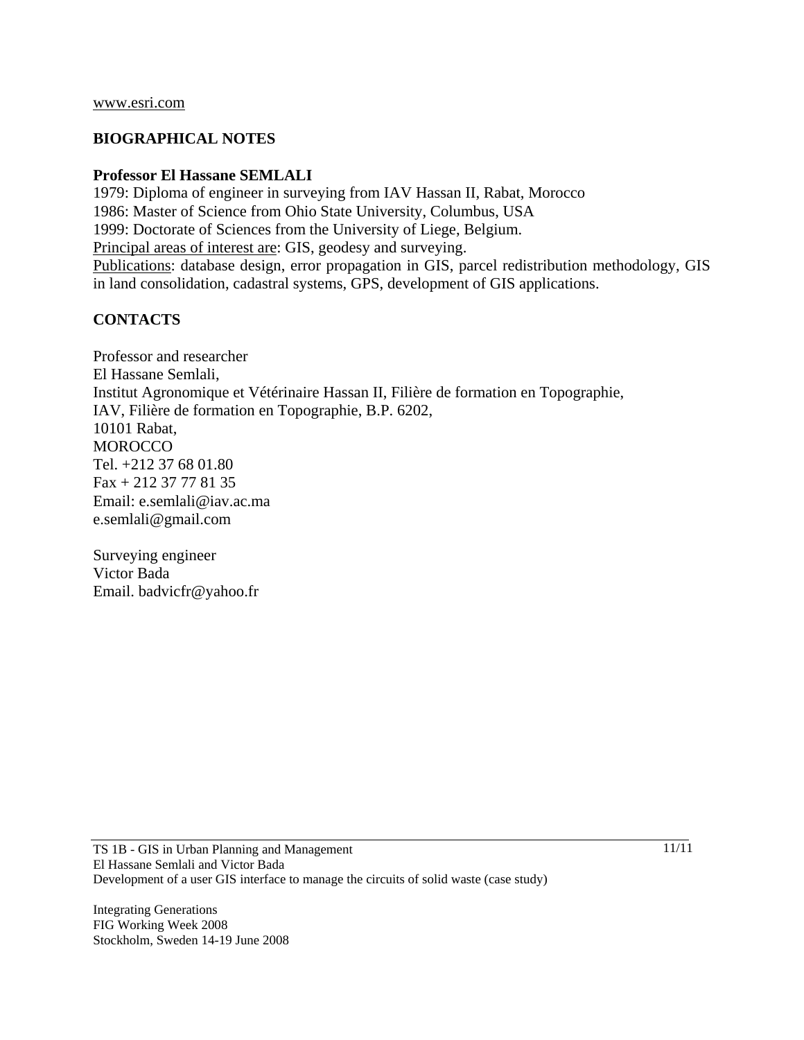www.esri.com

## BIOGRAPHICAL NOTES

**Professor El Hassane SEMLALI**

1979: Diploma of engineer in surveying from IAV Hassan II, Rabat, Morocco
1986: Master of Science from Ohio State University, Columbus, USA
1999: Doctorate of Sciences from the University of Liege, Belgium.
Principal areas of interest are: GIS, geodesy and surveying.
Publications: database design, error propagation in GIS, parcel redistribution methodology, GIS in land consolidation, cadastral systems, GPS, development of GIS applications.

## CONTACTS

Professor and researcher
El Hassane Semlali,
Institut Agronomique et Vétérinaire Hassan II, Filière de formation en Topographie,
IAV, Filière de formation en Topographie, B.P. 6202,
10101 Rabat,
MOROCCO
Tel. +212 37 68 01.80
Fax + 212 37 77 81 35
Email: e.semlali@iav.ac.ma
e.semlali@gmail.com

Surveying engineer
Victor Bada
Email. badvicfr@yahoo.fr